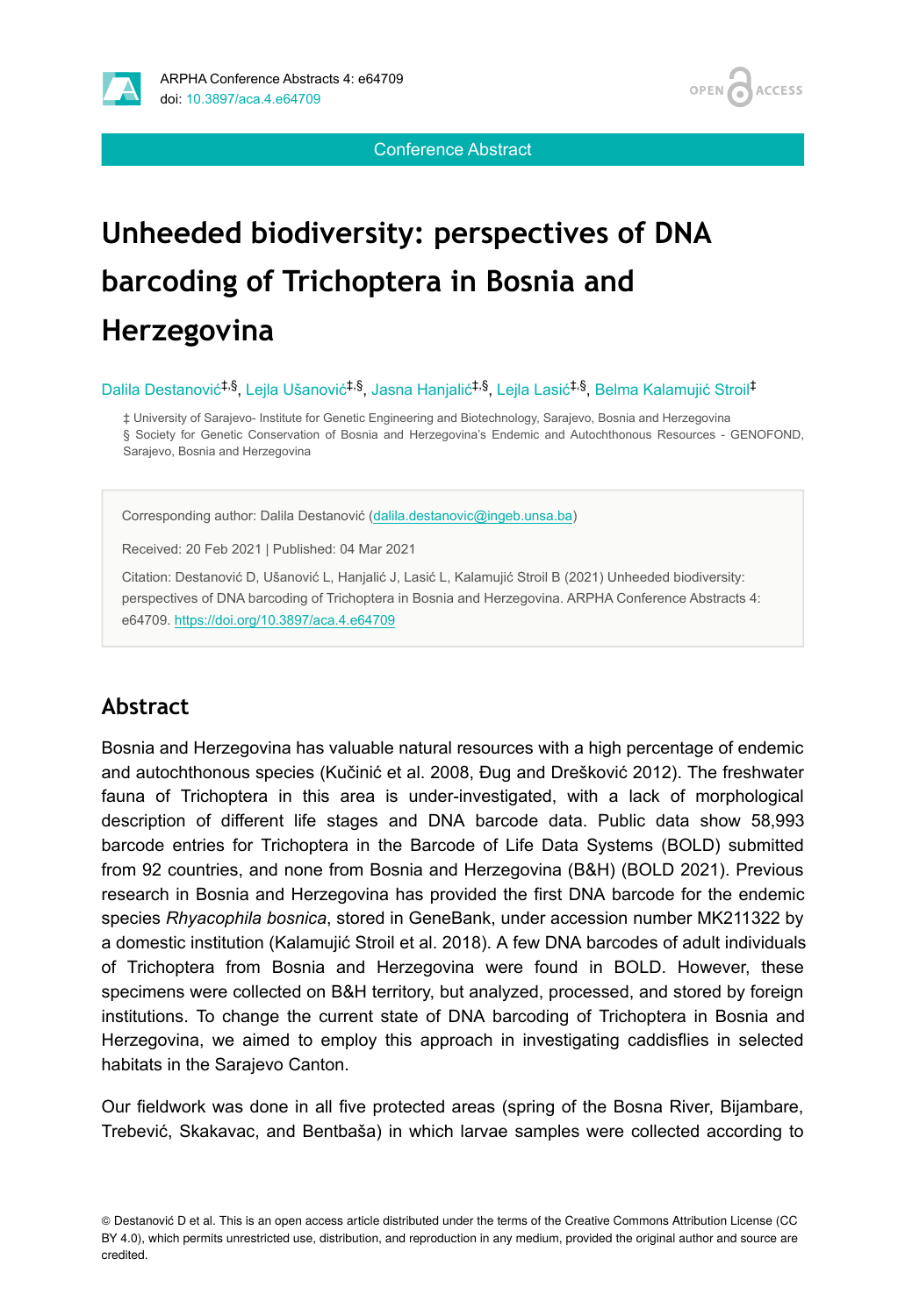Conference Abstract

# Unheeded biodiversity: perspectives of DNA barcoding of Trichoptera in Bosnia and Herzegovina

Dalila Destanović[‡,§], Lejla Ušanović[‡,§], Jasna Hanjalić[‡,§], Lejla Lasić[‡,§], Belma Kalamujić Stroil[‡]

‡ University of Sarajevo- Institute for Genetic Engineering and Biotechnology, Sarajevo, Bosnia and Herzegovina
§ Society for Genetic Conservation of Bosnia and Herzegovina's Endemic and Autochthonous Resources - GENOFOND, Sarajevo, Bosnia and Herzegovina

Corresponding author: Dalila Destanović (dalila.destanovic@ingeb.unsa.ba)

Received: 20 Feb 2021 | Published: 04 Mar 2021

Citation: Destanović D, Ušanović L, Hanjalić J, Lasić L, Kalamujić Stroil B (2021) Unheeded biodiversity: perspectives of DNA barcoding of Trichoptera in Bosnia and Herzegovina. ARPHA Conference Abstracts 4: e64709. https://doi.org/10.3897/aca.4.e64709

## Abstract

Bosnia and Herzegovina has valuable natural resources with a high percentage of endemic and autochthonous species (Kučinić et al. 2008, Đug and Drešković 2012). The freshwater fauna of Trichoptera in this area is under-investigated, with a lack of morphological description of different life stages and DNA barcode data. Public data show 58,993 barcode entries for Trichoptera in the Barcode of Life Data Systems (BOLD) submitted from 92 countries, and none from Bosnia and Herzegovina (B&H) (BOLD 2021). Previous research in Bosnia and Herzegovina has provided the first DNA barcode for the endemic species *Rhyacophila bosnica*, stored in GeneBank, under accession number MK211322 by a domestic institution (Kalamujić Stroil et al. 2018). A few DNA barcodes of adult individuals of Trichoptera from Bosnia and Herzegovina were found in BOLD. However, these specimens were collected on B&H territory, but analyzed, processed, and stored by foreign institutions. To change the current state of DNA barcoding of Trichoptera in Bosnia and Herzegovina, we aimed to employ this approach in investigating caddisflies in selected habitats in the Sarajevo Canton.

Our fieldwork was done in all five protected areas (spring of the Bosna River, Bijambare, Trebević, Skakavac, and Bentbaša) in which larvae samples were collected according to

© Destanović D et al. This is an open access article distributed under the terms of the Creative Commons Attribution License (CC BY 4.0), which permits unrestricted use, distribution, and reproduction in any medium, provided the original author and source are credited.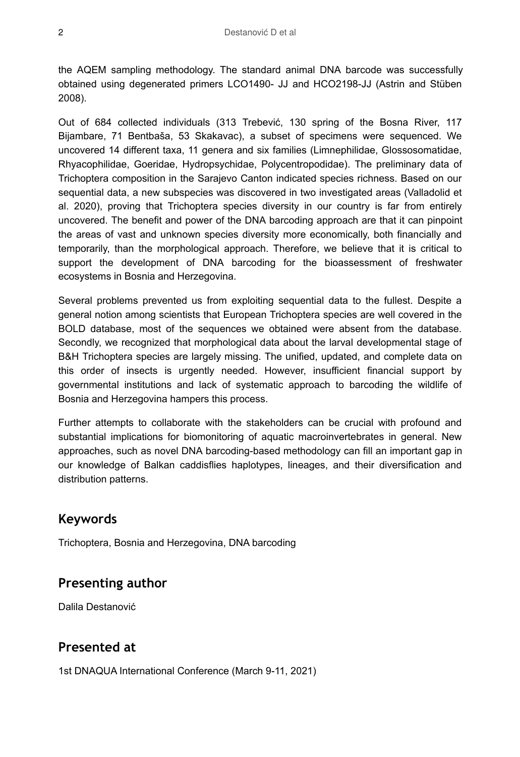the AQEM sampling methodology. The standard animal DNA barcode was successfully obtained using degenerated primers LCO1490- JJ and HCO2198-JJ (Astrin and Stüben 2008).

Out of 684 collected individuals (313 Trebević, 130 spring of the Bosna River, 117 Bijambare, 71 Bentbaša, 53 Skakavac), a subset of specimens were sequenced. We uncovered 14 different taxa, 11 genera and six families (Limnephilidae, Glossosomatidae, Rhyacophilidae, Goeridae, Hydropsychidae, Polycentropodidae). The preliminary data of Trichoptera composition in the Sarajevo Canton indicated species richness. Based on our sequential data, a new subspecies was discovered in two investigated areas (Valladolid et al. 2020), proving that Trichoptera species diversity in our country is far from entirely uncovered. The benefit and power of the DNA barcoding approach are that it can pinpoint the areas of vast and unknown species diversity more economically, both financially and temporarily, than the morphological approach. Therefore, we believe that it is critical to support the development of DNA barcoding for the bioassessment of freshwater ecosystems in Bosnia and Herzegovina.

Several problems prevented us from exploiting sequential data to the fullest. Despite a general notion among scientists that European Trichoptera species are well covered in the BOLD database, most of the sequences we obtained were absent from the database. Secondly, we recognized that morphological data about the larval developmental stage of B&H Trichoptera species are largely missing. The unified, updated, and complete data on this order of insects is urgently needed. However, insufficient financial support by governmental institutions and lack of systematic approach to barcoding the wildlife of Bosnia and Herzegovina hampers this process.

Further attempts to collaborate with the stakeholders can be crucial with profound and substantial implications for biomonitoring of aquatic macroinvertebrates in general. New approaches, such as novel DNA barcoding-based methodology can fill an important gap in our knowledge of Balkan caddisflies haplotypes, lineages, and their diversification and distribution patterns.

## Keywords

Trichoptera, Bosnia and Herzegovina, DNA barcoding

## Presenting author

Dalila Destanović

## Presented at

1st DNAQUA International Conference (March 9-11, 2021)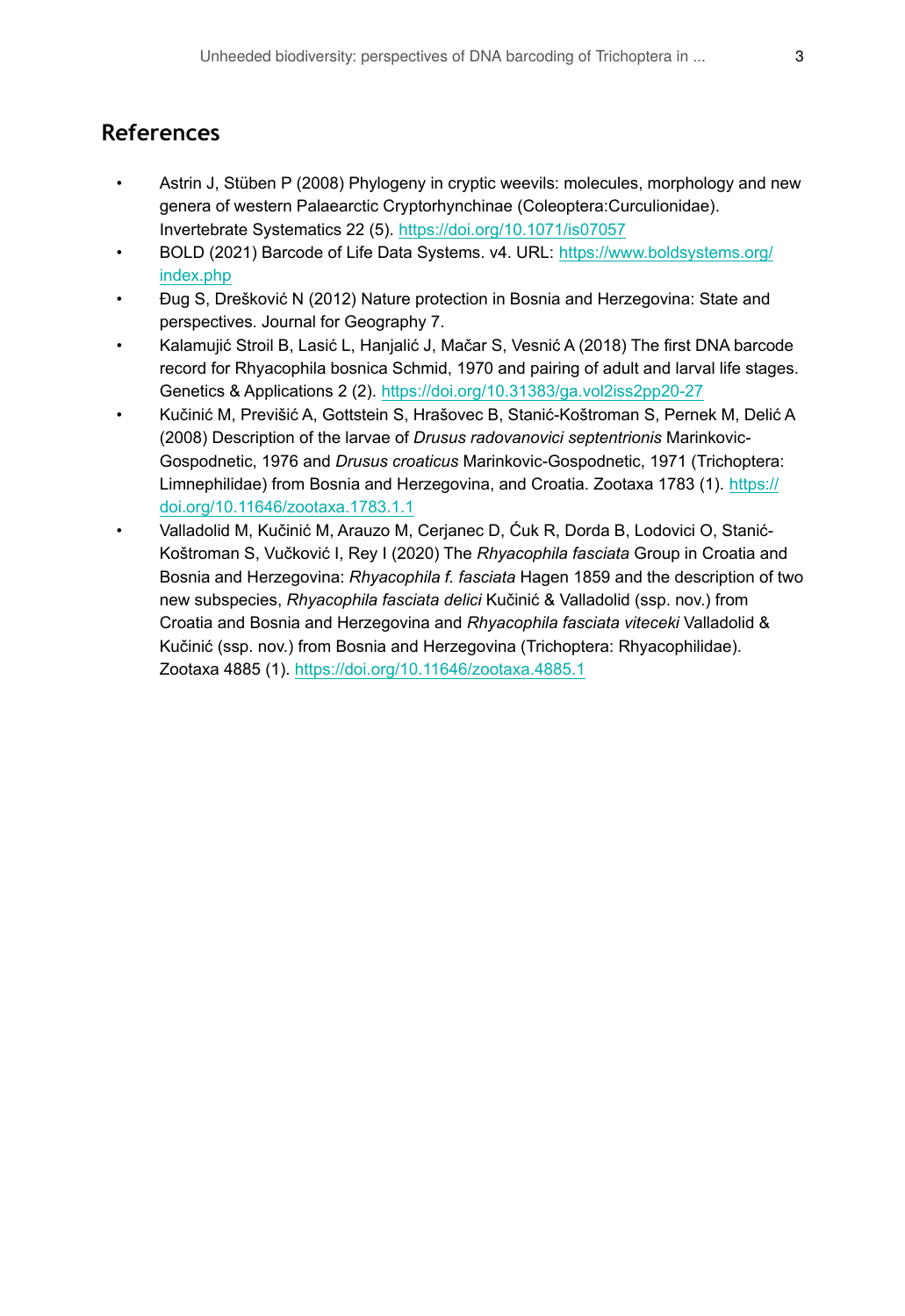## References

- Astrin J, Stüben P (2008) Phylogeny in cryptic weevils: molecules, morphology and new genera of western Palaearctic Cryptorhynchinae (Coleoptera:Curculionidae). Invertebrate Systematics 22 (5). https://doi.org/10.1071/is07057
- BOLD (2021) Barcode of Life Data Systems. v4. URL: https://www.boldsystems.org/index.php
- Đug S, Drešković N (2012) Nature protection in Bosnia and Herzegovina: State and perspectives. Journal for Geography 7.
- Kalamujić Stroil B, Lasić L, Hanjalić J, Mačar S, Vesnić A (2018) The first DNA barcode record for Rhyacophila bosnica Schmid, 1970 and pairing of adult and larval life stages. Genetics & Applications 2 (2). https://doi.org/10.31383/ga.vol2iss2pp20-27
- Kučinić M, Previšić A, Gottstein S, Hrašovec B, Stanić-Koštroman S, Pernek M, Delić A (2008) Description of the larvae of *Drusus radovanovici septentrionis* Marinkovic-Gospodnetic, 1976 and *Drusus croaticus* Marinkovic-Gospodnetic, 1971 (Trichoptera: Limnephilidae) from Bosnia and Herzegovina, and Croatia. Zootaxa 1783 (1). https://doi.org/10.11646/zootaxa.1783.1.1
- Valladolid M, Kučinić M, Arauzo M, Cerjanec D, Ćuk R, Dorda B, Lodovici O, Stanić-Koštroman S, Vučković I, Rey I (2020) The *Rhyacophila fasciata* Group in Croatia and Bosnia and Herzegovina: *Rhyacophila f. fasciata* Hagen 1859 and the description of two new subspecies, *Rhyacophila fasciata delici* Kučinić & Valladolid (ssp. nov.) from Croatia and Bosnia and Herzegovina and *Rhyacophila fasciata viteceki* Valladolid & Kučinić (ssp. nov.) from Bosnia and Herzegovina (Trichoptera: Rhyacophilidae). Zootaxa 4885 (1). https://doi.org/10.11646/zootaxa.4885.1